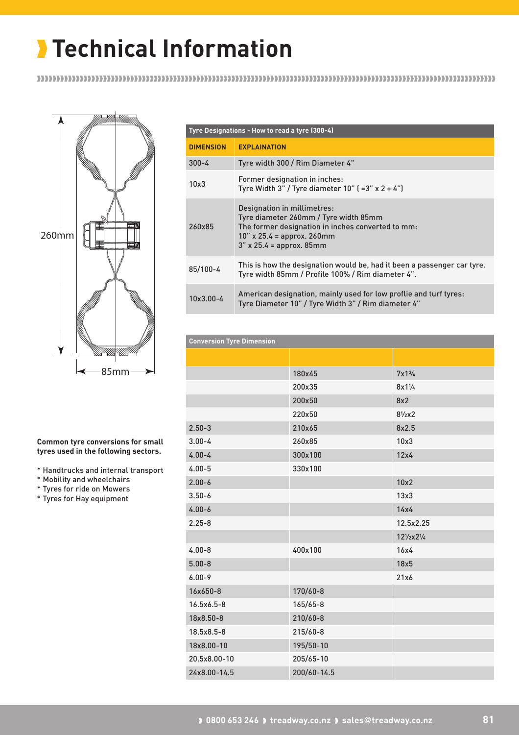# Technical Information

260mm

85mm

| Tyre Designations - How to read a tyre (300-4) | |
|---|---|
| **DIMENSION** | **EXPLAINATION** |
| 300-4 | Tyre width 300 / Rim Diameter 4" |
| 10x3 | Former designation in inches:<br>Tyre Width 3" / Tyre diameter 10" ( =3" x 2 + 4") |
| 260x85 | Designation in millimetres:<br>Tyre diameter 260mm / Tyre width 85mm<br>The former designation in inches converted to mm:<br>10" x 25.4 = approx. 260mm<br>3" x 25.4 = approx. 85mm |
| 85/100-4 | This is how the designation would be, had it been a passenger car tyre.<br>Tyre width 85mm / Profile 100% / Rim diameter 4". |
| 10x3.00-4 | American designation, mainly used for low proflie and turf tyres:<br>Tyre Diameter 10" / Tyre Width 3" / Rim diameter 4" |

**Common tyre conversions for small tyres used in the following sectors.**

* Handtrucks and internal transport
* Mobility and wheelchairs
* Tyres for ride on Mowers
* Tyres for Hay equipment

| Conversion Tyre Dimension | | |
|---|---|---|
| | | |
| | 180x45 | 7x1¾ |
| | 200x35 | 8x1¼ |
| | 200x50 | 8x2 |
| | 220x50 | 8½x2 |
| 2.50-3 | 210x65 | 8x2.5 |
| 3.00-4 | 260x85 | 10x3 |
| 4.00-4 | 300x100 | 12x4 |
| 4.00-5 | 330x100 | |
| 2.00-6 | | 10x2 |
| 3.50-6 | | 13x3 |
| 4.00-6 | | 14x4 |
| 2.25-8 | | 12.5x2.25 |
| | | 12½x2¼ |
| 4.00-8 | 400x100 | 16x4 |
| 5.00-8 | | 18x5 |
| 6.00-9 | | 21x6 |
| 16x650-8 | 170/60-8 | |
| 16.5x6.5-8 | 165/65-8 | |
| 18x8.50-8 | 210/60-8 | |
| 18.5x8.5-8 | 215/60-8 | |
| 18x8.00-10 | 195/50-10 | |
| 20.5x8.00-10 | 205/65-10 | |
| 24x8.00-14.5 | 200/60-14.5 | |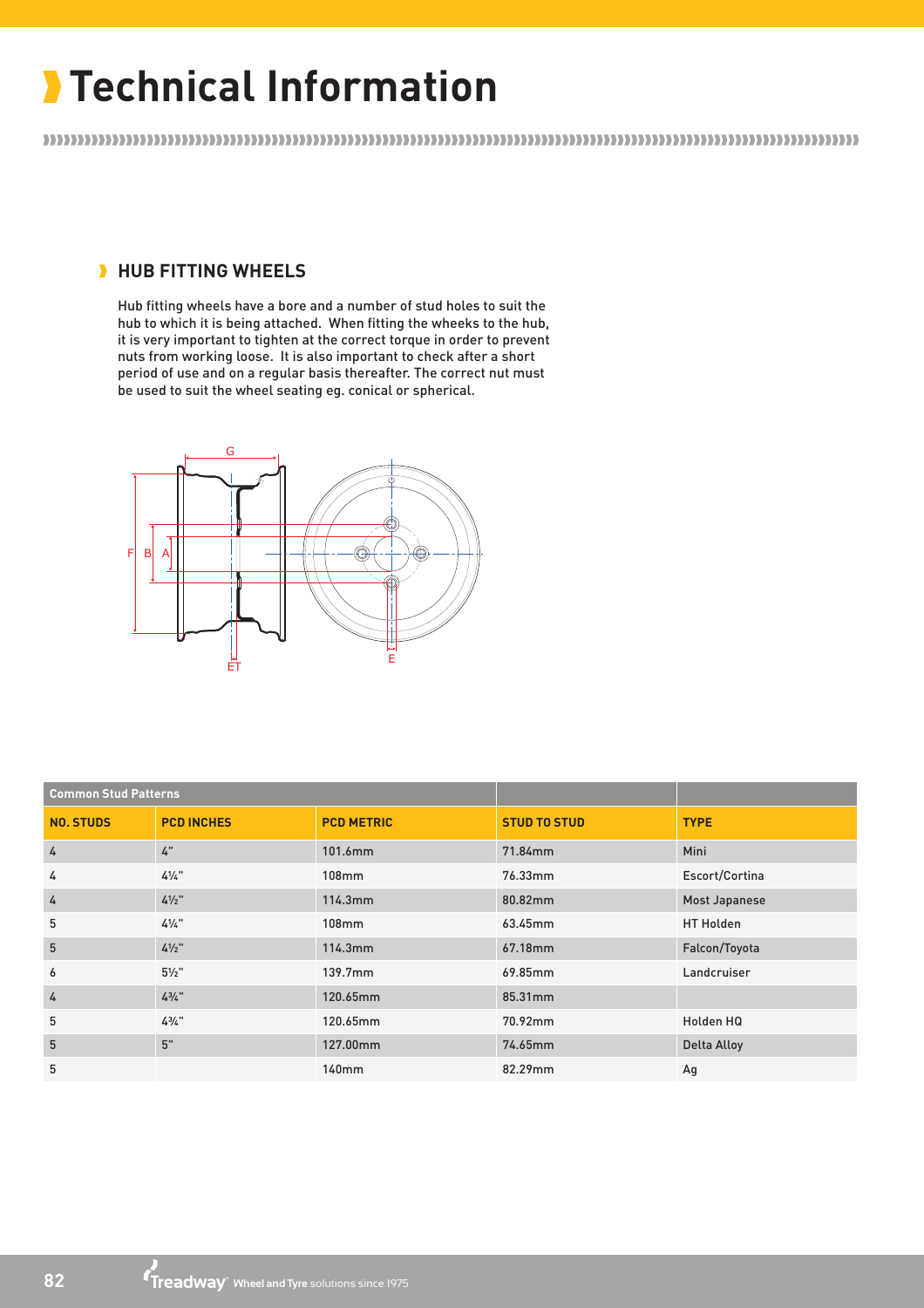# Technical Information

## HUB FITTING WHEELS

Hub fitting wheels have a bore and a number of stud holes to suit the hub to which it is being attached. When fitting the wheeks to the hub, it is very important to tighten at the correct torque in order to prevent nuts from working loose. It is also important to check after a short period of use and on a regular basis thereafter. The correct nut must be used to suit the wheel seating eg. conical or spherical.

| Common Stud Patterns | | | | |
|---|---|---|---|---|
| NO. STUDS | PCD INCHES | PCD METRIC | STUD TO STUD | TYPE |
| 4 | 4" | 101.6mm | 71.84mm | Mini |
| 4 | 4¼" | 108mm | 76.33mm | Escort/Cortina |
| 4 | 4½" | 114.3mm | 80.82mm | Most Japanese |
| 5 | 4¼" | 108mm | 63.45mm | HT Holden |
| 5 | 4½" | 114.3mm | 67.18mm | Falcon/Toyota |
| 6 | 5½" | 139.7mm | 69.85mm | Landcruiser |
| 4 | 4¾" | 120.65mm | 85.31mm | |
| 5 | 4¾" | 120.65mm | 70.92mm | Holden HQ |
| 5 | 5" | 127.00mm | 74.65mm | Delta Alloy |
| 5 | | 140mm | 82.29mm | Ag |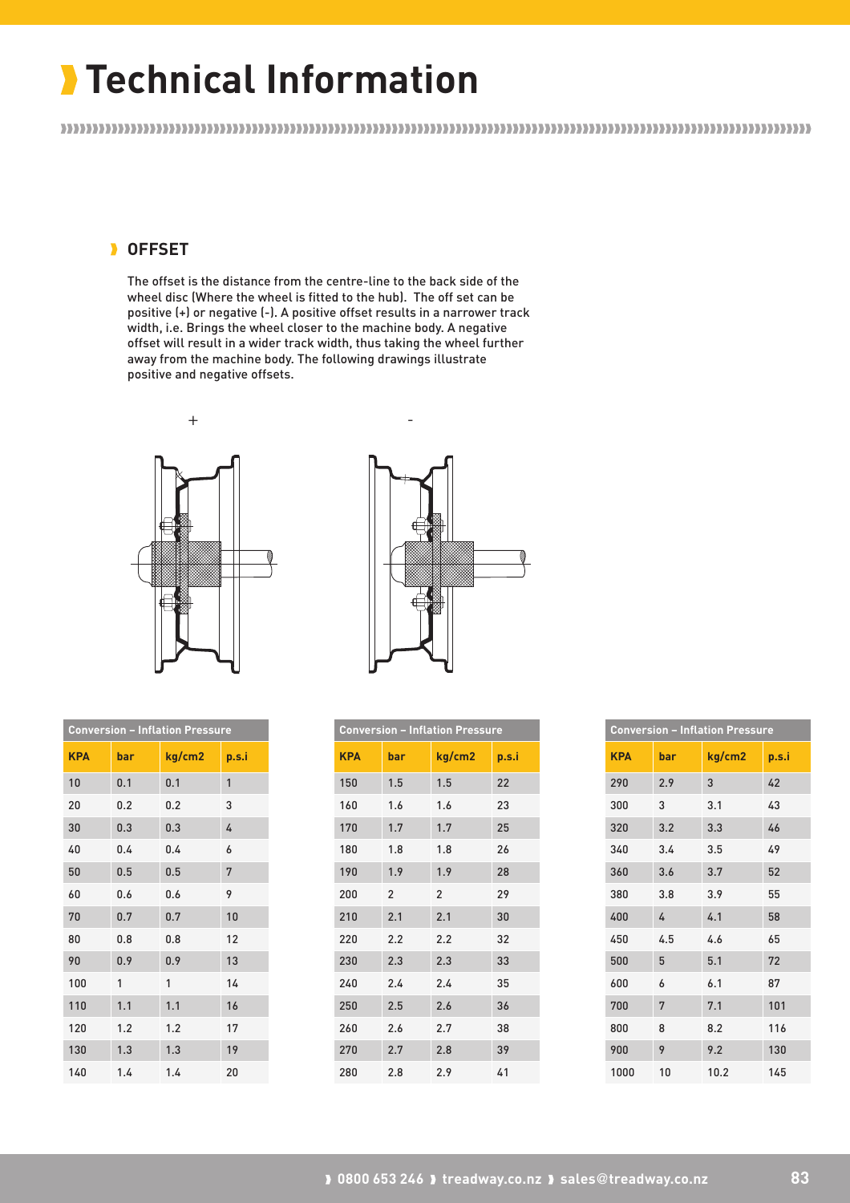# Technical Information

## OFFSET

The offset is the distance from the centre-line to the back side of the wheel disc (Where the wheel is fitted to the hub). The off set can be positive (+) or negative (-). A positive offset results in a narrower track width, i.e. Brings the wheel closer to the machine body. A negative offset will result in a wider track width, thus taking the wheel further away from the machine body. The following drawings illustrate positive and negative offsets.

\+ -

**Conversion – Inflation Pressure**

| KPA | bar | kg/cm2 | p.s.i |
|---|---|---|---|
| 10 | 0.1 | 0.1 | 1 |
| 20 | 0.2 | 0.2 | 3 |
| 30 | 0.3 | 0.3 | 4 |
| 40 | 0.4 | 0.4 | 6 |
| 50 | 0.5 | 0.5 | 7 |
| 60 | 0.6 | 0.6 | 9 |
| 70 | 0.7 | 0.7 | 10 |
| 80 | 0.8 | 0.8 | 12 |
| 90 | 0.9 | 0.9 | 13 |
| 100 | 1 | 1 | 14 |
| 110 | 1.1 | 1.1 | 16 |
| 120 | 1.2 | 1.2 | 17 |
| 130 | 1.3 | 1.3 | 19 |
| 140 | 1.4 | 1.4 | 20 |

**Conversion – Inflation Pressure**

| KPA | bar | kg/cm2 | p.s.i |
|---|---|---|---|
| 150 | 1.5 | 1.5 | 22 |
| 160 | 1.6 | 1.6 | 23 |
| 170 | 1.7 | 1.7 | 25 |
| 180 | 1.8 | 1.8 | 26 |
| 190 | 1.9 | 1.9 | 28 |
| 200 | 2 | 2 | 29 |
| 210 | 2.1 | 2.1 | 30 |
| 220 | 2.2 | 2.2 | 32 |
| 230 | 2.3 | 2.3 | 33 |
| 240 | 2.4 | 2.4 | 35 |
| 250 | 2.5 | 2.6 | 36 |
| 260 | 2.6 | 2.7 | 38 |
| 270 | 2.7 | 2.8 | 39 |
| 280 | 2.8 | 2.9 | 41 |

**Conversion – Inflation Pressure**

| KPA | bar | kg/cm2 | p.s.i |
|---|---|---|---|
| 290 | 2.9 | 3 | 42 |
| 300 | 3 | 3.1 | 43 |
| 320 | 3.2 | 3.3 | 46 |
| 340 | 3.4 | 3.5 | 49 |
| 360 | 3.6 | 3.7 | 52 |
| 380 | 3.8 | 3.9 | 55 |
| 400 | 4 | 4.1 | 58 |
| 450 | 4.5 | 4.6 | 65 |
| 500 | 5 | 5.1 | 72 |
| 600 | 6 | 6.1 | 87 |
| 700 | 7 | 7.1 | 101 |
| 800 | 8 | 8.2 | 116 |
| 900 | 9 | 9.2 | 130 |
| 1000 | 10 | 10.2 | 145 |

0800 653 246 | treadway.co.nz | sales@treadway.co.nz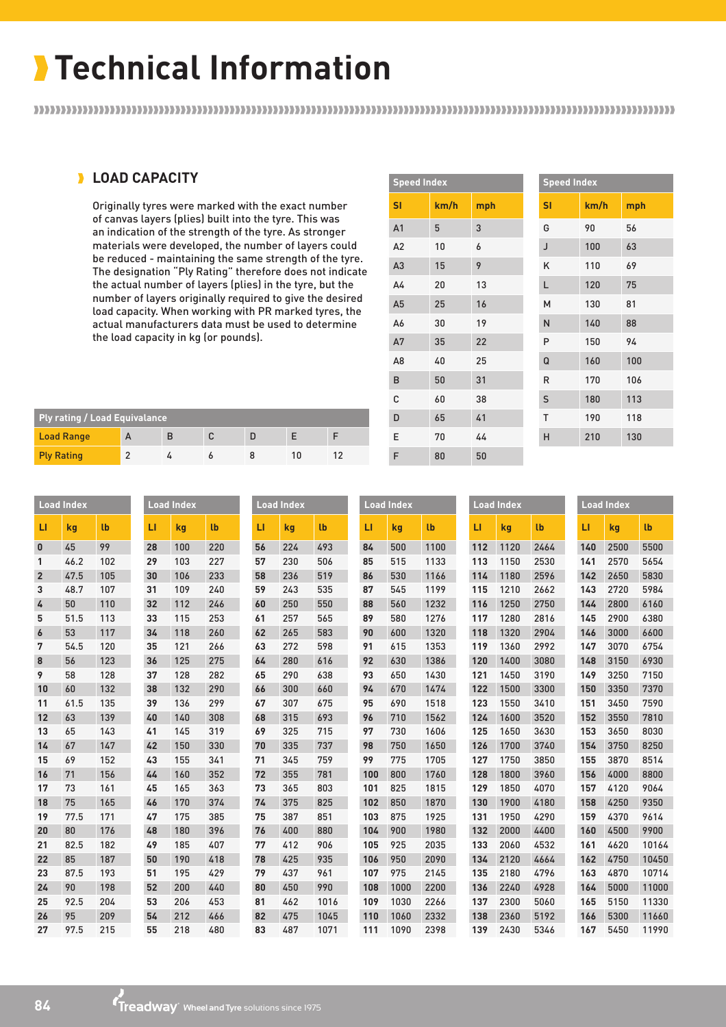# Technical Information

## LOAD CAPACITY

Originally tyres were marked with the exact number of canvas layers (plies) built into the tyre. This was an indication of the strength of the tyre. As stronger materials were developed, the number of layers could be reduced - maintaining the same strength of the tyre. The designation "Ply Rating" therefore does not indicate the actual number of layers (plies) in the tyre, but the number of layers originally required to give the desired load capacity. When working with PR marked tyres, the actual manufacturers data must be used to determine the load capacity in kg (or pounds).

**Ply rating / Load Equivalance**

| Load Range | A | B | C | D | E | F |
|---|---|---|---|---|---|---|
| Ply Rating | 2 | 4 | 6 | 8 | 10 | 12 |

**Speed Index**

| SI | km/h | mph |
|---|---|---|
| A1 | 5 | 3 |
| A2 | 10 | 6 |
| A3 | 15 | 9 |
| A4 | 20 | 13 |
| A5 | 25 | 16 |
| A6 | 30 | 19 |
| A7 | 35 | 22 |
| A8 | 40 | 25 |
| B | 50 | 31 |
| C | 60 | 38 |
| D | 65 | 41 |
| E | 70 | 44 |
| F | 80 | 50 |
| G | 90 | 56 |
| J | 100 | 63 |
| K | 110 | 69 |
| L | 120 | 75 |
| M | 130 | 81 |
| N | 140 | 88 |
| P | 150 | 94 |
| Q | 160 | 100 |
| R | 170 | 106 |
| S | 180 | 113 |
| T | 190 | 118 |
| H | 210 | 130 |

**Load Index**

| LI | kg | lb | LI | kg | lb | LI | kg | lb | LI | kg | lb | LI | kg | lb | LI | kg | lb |
|---|---|---|---|---|---|---|---|---|---|---|---|---|---|---|---|---|---|
| 0 | 45 | 99 | 28 | 100 | 220 | 56 | 224 | 493 | 84 | 500 | 1100 | 112 | 1120 | 2464 | 140 | 2500 | 5500 |
| 1 | 46.2 | 102 | 29 | 103 | 227 | 57 | 230 | 506 | 85 | 515 | 1133 | 113 | 1150 | 2530 | 141 | 2570 | 5654 |
| 2 | 47.5 | 105 | 30 | 106 | 233 | 58 | 236 | 519 | 86 | 530 | 1166 | 114 | 1180 | 2596 | 142 | 2650 | 5830 |
| 3 | 48.7 | 107 | 31 | 109 | 240 | 59 | 243 | 535 | 87 | 545 | 1199 | 115 | 1210 | 2662 | 143 | 2720 | 5984 |
| 4 | 50 | 110 | 32 | 112 | 246 | 60 | 250 | 550 | 88 | 560 | 1232 | 116 | 1250 | 2750 | 144 | 2800 | 6160 |
| 5 | 51.5 | 113 | 33 | 115 | 253 | 61 | 257 | 565 | 89 | 580 | 1276 | 117 | 1280 | 2816 | 145 | 2900 | 6380 |
| 6 | 53 | 117 | 34 | 118 | 260 | 62 | 265 | 583 | 90 | 600 | 1320 | 118 | 1320 | 2904 | 146 | 3000 | 6600 |
| 7 | 54.5 | 120 | 35 | 121 | 266 | 63 | 272 | 598 | 91 | 615 | 1353 | 119 | 1360 | 2992 | 147 | 3070 | 6754 |
| 8 | 56 | 123 | 36 | 125 | 275 | 64 | 280 | 616 | 92 | 630 | 1386 | 120 | 1400 | 3080 | 148 | 3150 | 6930 |
| 9 | 58 | 128 | 37 | 128 | 282 | 65 | 290 | 638 | 93 | 650 | 1430 | 121 | 1450 | 3190 | 149 | 3250 | 7150 |
| 10 | 60 | 132 | 38 | 132 | 290 | 66 | 300 | 660 | 94 | 670 | 1474 | 122 | 1500 | 3300 | 150 | 3350 | 7370 |
| 11 | 61.5 | 135 | 39 | 136 | 299 | 67 | 307 | 675 | 95 | 690 | 1518 | 123 | 1550 | 3410 | 151 | 3450 | 7590 |
| 12 | 63 | 139 | 40 | 140 | 308 | 68 | 315 | 693 | 96 | 710 | 1562 | 124 | 1600 | 3520 | 152 | 3550 | 7810 |
| 13 | 65 | 143 | 41 | 145 | 319 | 69 | 325 | 715 | 97 | 730 | 1606 | 125 | 1650 | 3630 | 153 | 3650 | 8030 |
| 14 | 67 | 147 | 42 | 150 | 330 | 70 | 335 | 737 | 98 | 750 | 1650 | 126 | 1700 | 3740 | 154 | 3750 | 8250 |
| 15 | 69 | 152 | 43 | 155 | 341 | 71 | 345 | 759 | 99 | 775 | 1705 | 127 | 1750 | 3850 | 155 | 3870 | 8514 |
| 16 | 71 | 156 | 44 | 160 | 352 | 72 | 355 | 781 | 100 | 800 | 1760 | 128 | 1800 | 3960 | 156 | 4000 | 8800 |
| 17 | 73 | 161 | 45 | 165 | 363 | 73 | 365 | 803 | 101 | 825 | 1815 | 129 | 1850 | 4070 | 157 | 4120 | 9064 |
| 18 | 75 | 165 | 46 | 170 | 374 | 74 | 375 | 825 | 102 | 850 | 1870 | 130 | 1900 | 4180 | 158 | 4250 | 9350 |
| 19 | 77.5 | 171 | 47 | 175 | 385 | 75 | 387 | 851 | 103 | 875 | 1925 | 131 | 1950 | 4290 | 159 | 4370 | 9614 |
| 20 | 80 | 176 | 48 | 180 | 396 | 76 | 400 | 880 | 104 | 900 | 1980 | 132 | 2000 | 4400 | 160 | 4500 | 9900 |
| 21 | 82.5 | 182 | 49 | 185 | 407 | 77 | 412 | 906 | 105 | 925 | 2035 | 133 | 2060 | 4532 | 161 | 4620 | 10164 |
| 22 | 85 | 187 | 50 | 190 | 418 | 78 | 425 | 935 | 106 | 950 | 2090 | 134 | 2120 | 4664 | 162 | 4750 | 10450 |
| 23 | 87.5 | 193 | 51 | 195 | 429 | 79 | 437 | 961 | 107 | 975 | 2145 | 135 | 2180 | 4796 | 163 | 4870 | 10714 |
| 24 | 90 | 198 | 52 | 200 | 440 | 80 | 450 | 990 | 108 | 1000 | 2200 | 136 | 2240 | 4928 | 164 | 5000 | 11000 |
| 25 | 92.5 | 204 | 53 | 206 | 453 | 81 | 462 | 1016 | 109 | 1030 | 2266 | 137 | 2300 | 5060 | 165 | 5150 | 11330 |
| 26 | 95 | 209 | 54 | 212 | 466 | 82 | 475 | 1045 | 110 | 1060 | 2332 | 138 | 2360 | 5192 | 166 | 5300 | 11660 |
| 27 | 97.5 | 215 | 55 | 218 | 480 | 83 | 487 | 1071 | 111 | 1090 | 2398 | 139 | 2430 | 5346 | 167 | 5450 | 11990 |